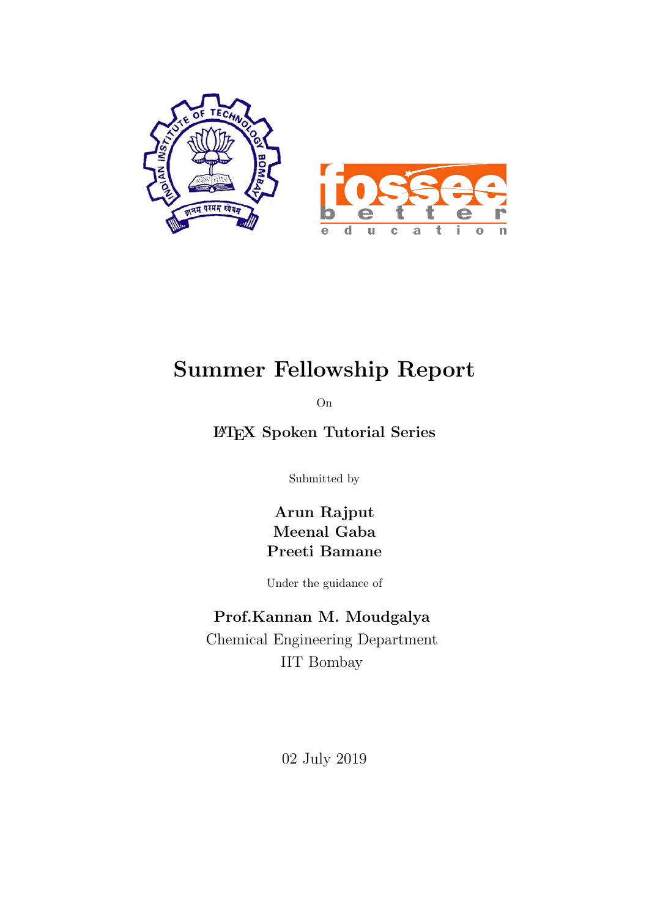# Summer Fellowship Report

On

**LaTeX Spoken Tutorial Series**

Submitted by

**Arun Rajput**
**Meenal Gaba**
**Preeti Bamane**

Under the guidance of

**Prof.Kannan M. Moudgalya**
Chemical Engineering Department
IIT Bombay

02 July 2019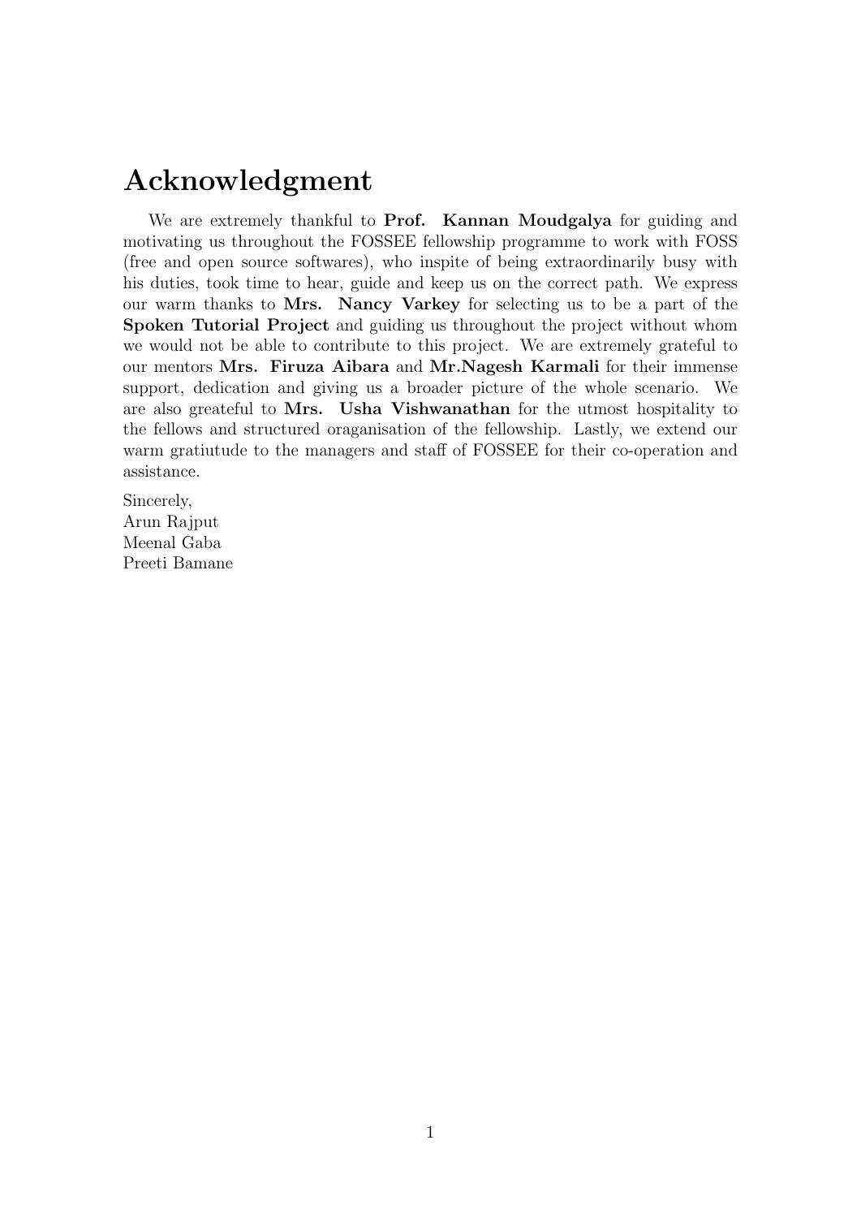# Acknowledgment

We are extremely thankful to **Prof. Kannan Moudgalya** for guiding and motivating us throughout the FOSSEE fellowship programme to work with FOSS (free and open source softwares), who inspite of being extraordinarily busy with his duties, took time to hear, guide and keep us on the correct path. We express our warm thanks to **Mrs. Nancy Varkey** for selecting us to be a part of the **Spoken Tutorial Project** and guiding us throughout the project without whom we would not be able to contribute to this project. We are extremely grateful to our mentors **Mrs. Firuza Aibara** and **Mr.Nagesh Karmali** for their immense support, dedication and giving us a broader picture of the whole scenario. We are also greateful to **Mrs. Usha Vishwanathan** for the utmost hospitality to the fellows and structured oraganisation of the fellowship. Lastly, we extend our warm gratiutude to the managers and staff of FOSSEE for their co-operation and assistance.

Sincerely,
Arun Rajput
Meenal Gaba
Preeti Bamane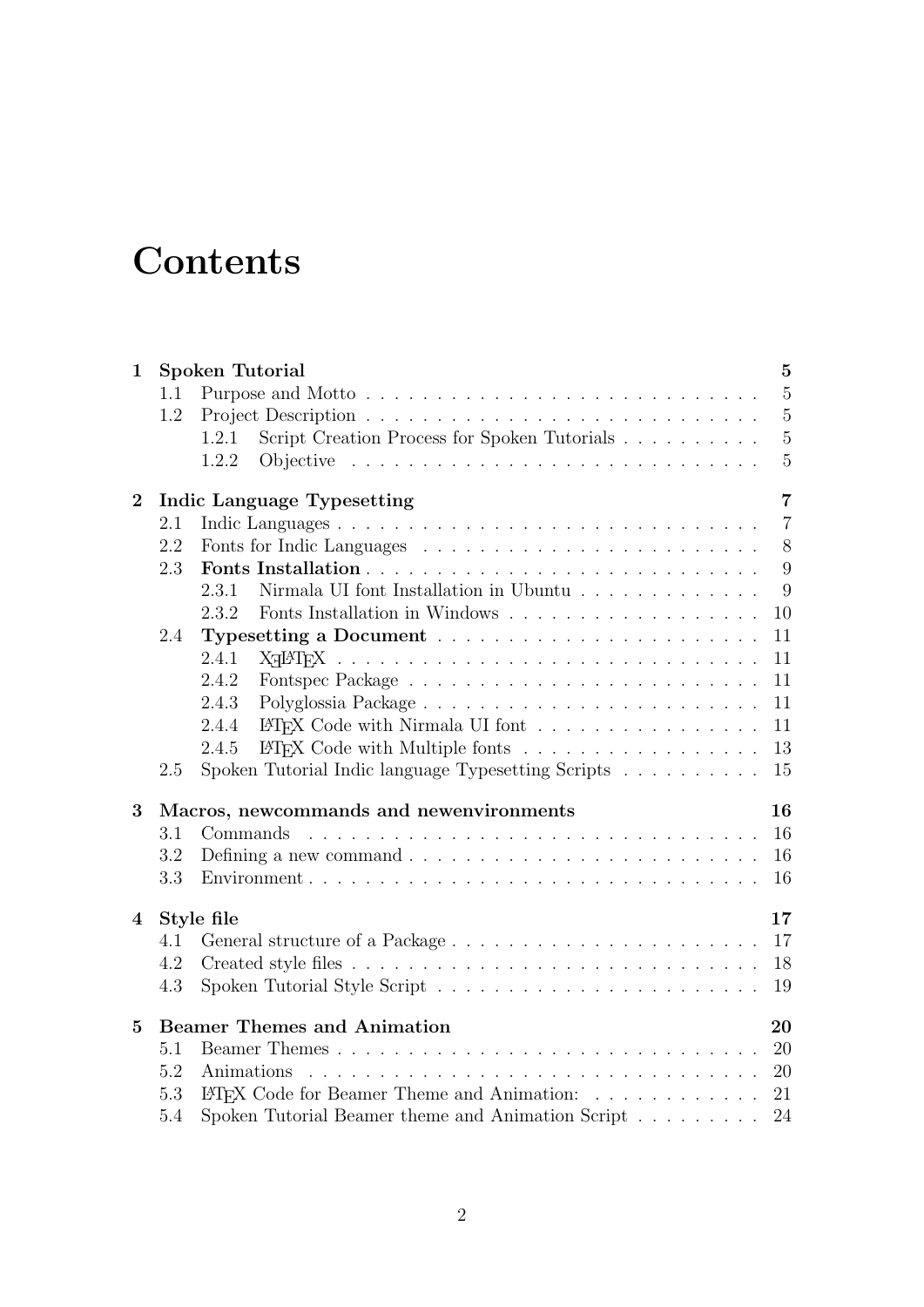# Contents

- **1 Spoken Tutorial** — 5
  - 1.1 Purpose and Motto — 5
  - 1.2 Project Description — 5
    - 1.2.1 Script Creation Process for Spoken Tutorials — 5
    - 1.2.2 Objective — 5
- **2 Indic Language Typesetting** — 7
  - 2.1 Indic Languages — 7
  - 2.2 Fonts for Indic Languages — 8
  - 2.3 **Fonts Installation** — 9
    - 2.3.1 Nirmala UI font Installation in Ubuntu — 9
    - 2.3.2 Fonts Installation in Windows — 10
  - 2.4 **Typesetting a Document** — 11
    - 2.4.1 XeLaTeX — 11
    - 2.4.2 Fontspec Package — 11
    - 2.4.3 Polyglossia Package — 11
    - 2.4.4 LaTeX Code with Nirmala UI font — 11
    - 2.4.5 LaTeX Code with Multiple fonts — 13
  - 2.5 Spoken Tutorial Indic language Typesetting Scripts — 15
- **3 Macros, newcommands and newenvironments** — 16
  - 3.1 Commands — 16
  - 3.2 Defining a new command — 16
  - 3.3 Environment — 16
- **4 Style file** — 17
  - 4.1 General structure of a Package — 17
  - 4.2 Created style files — 18
  - 4.3 Spoken Tutorial Style Script — 19
- **5 Beamer Themes and Animation** — 20
  - 5.1 Beamer Themes — 20
  - 5.2 Animations — 20
  - 5.3 LaTeX Code for Beamer Theme and Animation: — 21
  - 5.4 Spoken Tutorial Beamer theme and Animation Script — 24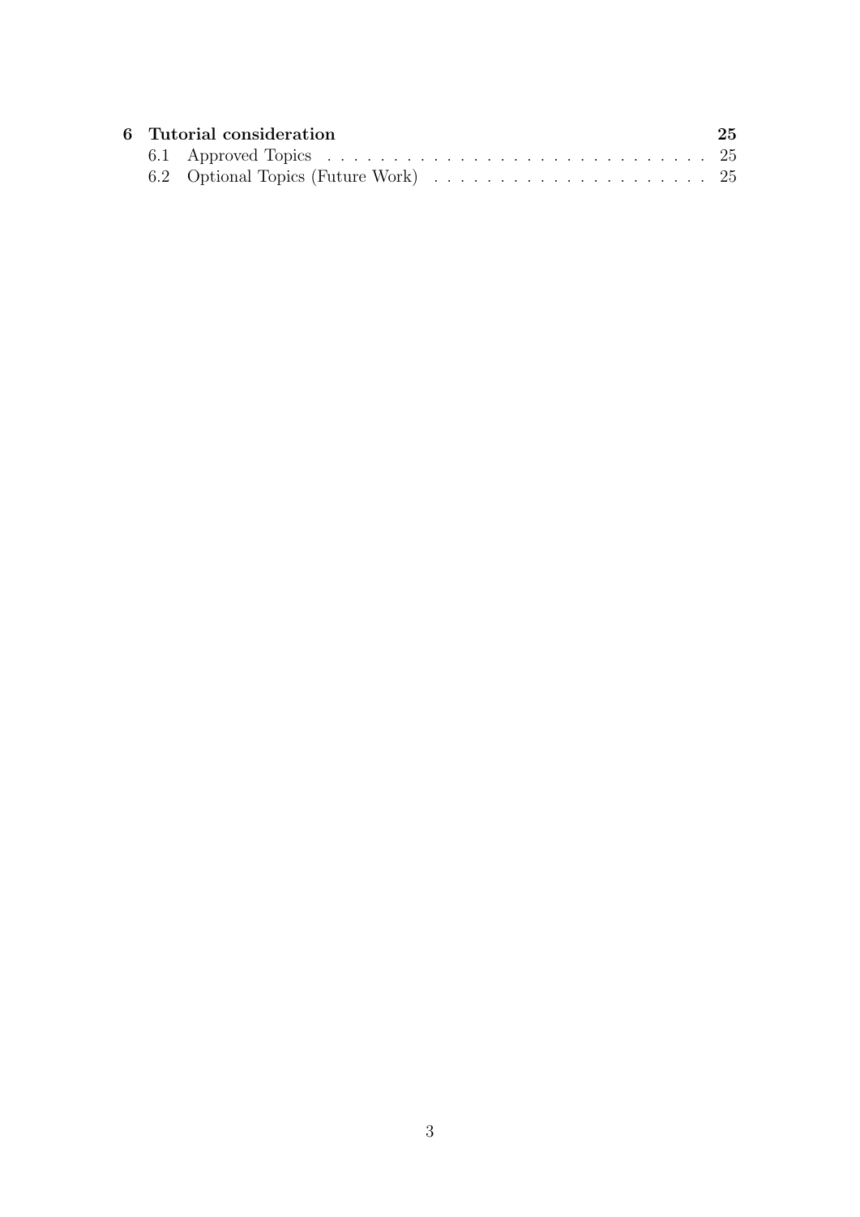**6 Tutorial consideration** ........ **25**

- 6.1 Approved Topics ........ 25
- 6.2 Optional Topics (Future Work) ........ 25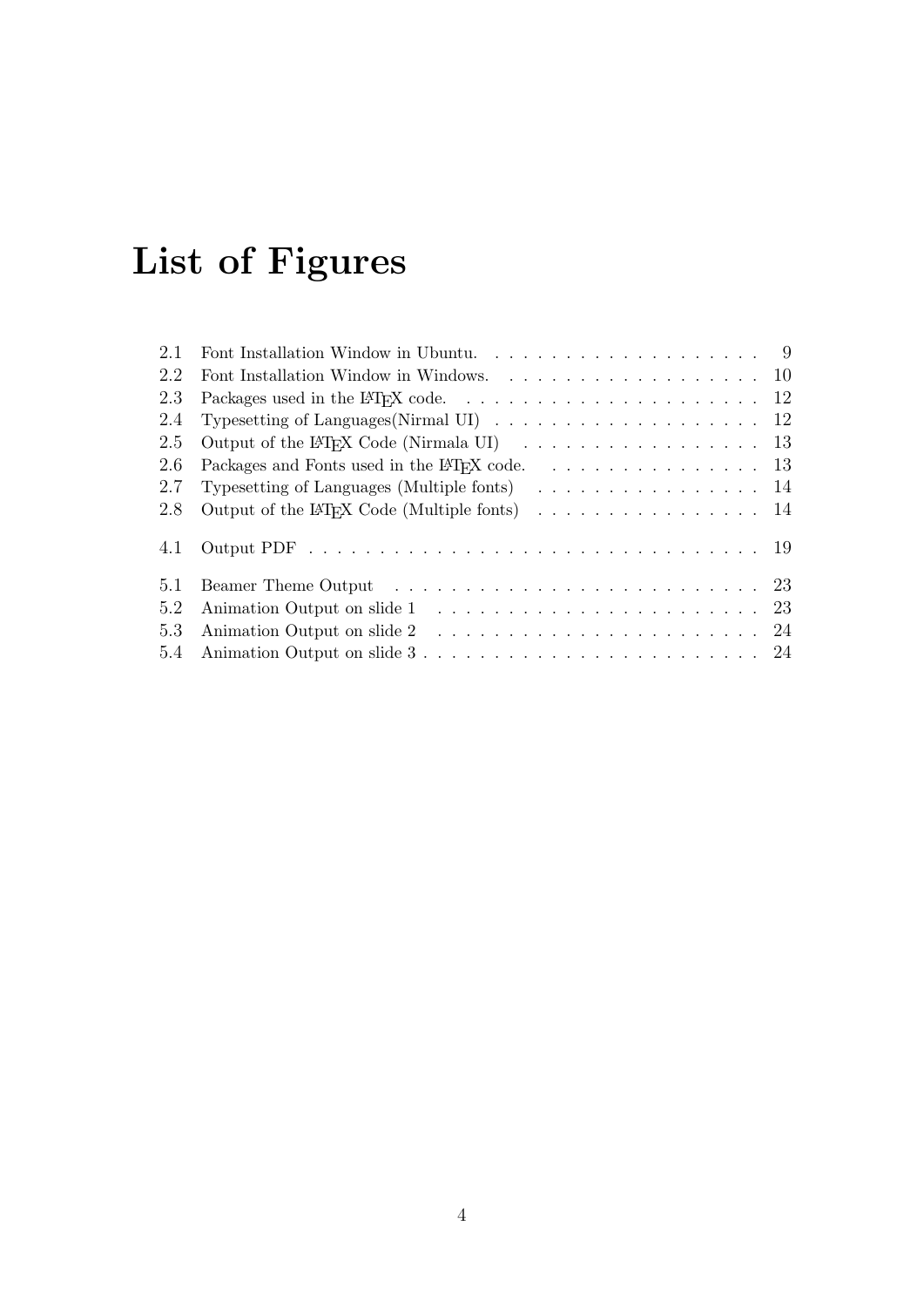# List of Figures

2.1 Font Installation Window in Ubuntu. . . . . . . . . . . . . . . . . . . . 9
2.2 Font Installation Window in Windows. . . . . . . . . . . . . . . . . . . 10
2.3 Packages used in the LaTeX code. . . . . . . . . . . . . . . . . . . . . . 12
2.4 Typesetting of Languages(Nirmal UI) . . . . . . . . . . . . . . . . . . . 12
2.5 Output of the LaTeX Code (Nirmala UI) . . . . . . . . . . . . . . . . . 13
2.6 Packages and Fonts used in the LaTeX code. . . . . . . . . . . . . . . . 13
2.7 Typesetting of Languages (Multiple fonts) . . . . . . . . . . . . . . . . 14
2.8 Output of the LaTeX Code (Multiple fonts) . . . . . . . . . . . . . . . . 14

4.1 Output PDF . . . . . . . . . . . . . . . . . . . . . . . . . . . . . . . . . 19

5.1 Beamer Theme Output . . . . . . . . . . . . . . . . . . . . . . . . . . . 23
5.2 Animation Output on slide 1 . . . . . . . . . . . . . . . . . . . . . . . . 23
5.3 Animation Output on slide 2 . . . . . . . . . . . . . . . . . . . . . . . . 24
5.4 Animation Output on slide 3 . . . . . . . . . . . . . . . . . . . . . . . . 24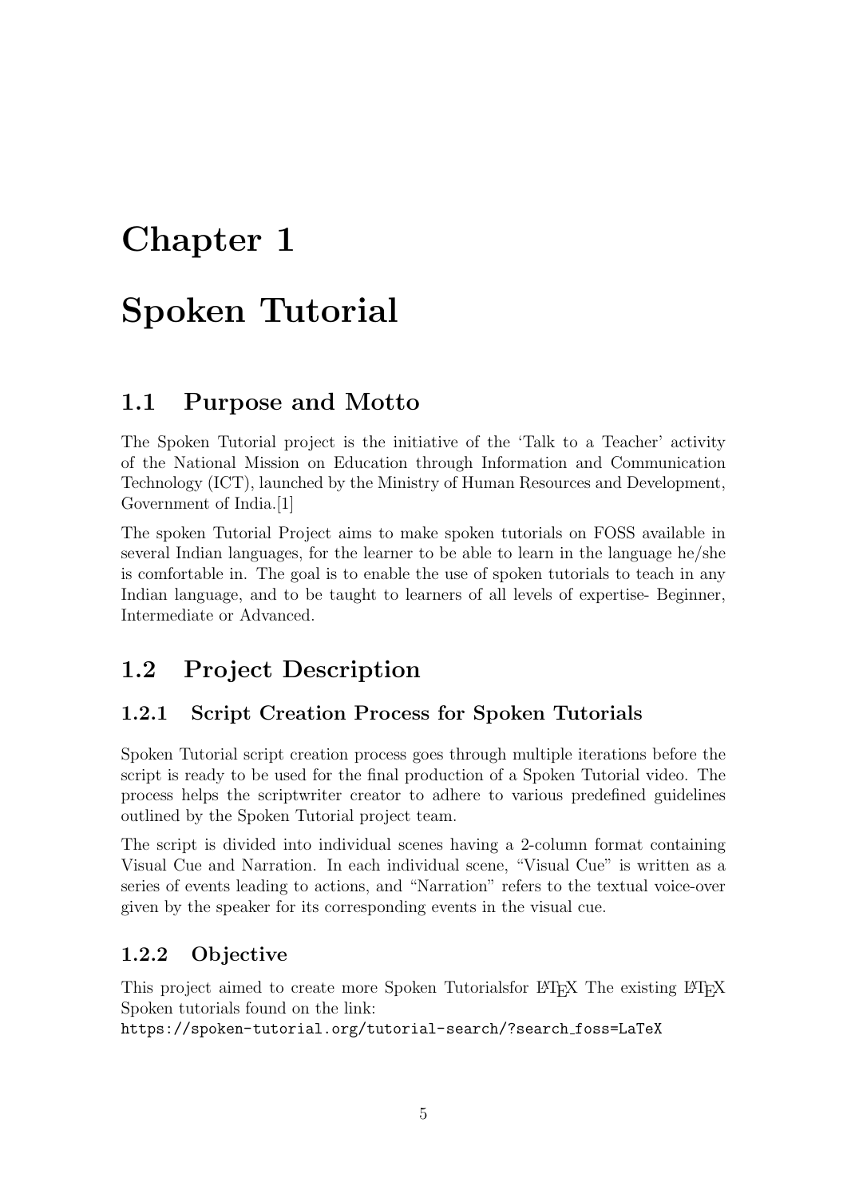# Chapter 1

# Spoken Tutorial

## 1.1 Purpose and Motto

The Spoken Tutorial project is the initiative of the 'Talk to a Teacher' activity of the National Mission on Education through Information and Communication Technology (ICT), launched by the Ministry of Human Resources and Development, Government of India.[1]

The spoken Tutorial Project aims to make spoken tutorials on FOSS available in several Indian languages, for the learner to be able to learn in the language he/she is comfortable in. The goal is to enable the use of spoken tutorials to teach in any Indian language, and to be taught to learners of all levels of expertise- Beginner, Intermediate or Advanced.

## 1.2 Project Description

### 1.2.1 Script Creation Process for Spoken Tutorials

Spoken Tutorial script creation process goes through multiple iterations before the script is ready to be used for the final production of a Spoken Tutorial video. The process helps the scriptwriter creator to adhere to various predefined guidelines outlined by the Spoken Tutorial project team.

The script is divided into individual scenes having a 2-column format containing Visual Cue and Narration. In each individual scene, "Visual Cue" is written as a series of events leading to actions, and "Narration" refers to the textual voice-over given by the speaker for its corresponding events in the visual cue.

### 1.2.2 Objective

This project aimed to create more Spoken Tutorialsfor LaTeX The existing LaTeX Spoken tutorials found on the link:
`https://spoken-tutorial.org/tutorial-search/?search_foss=LaTeX`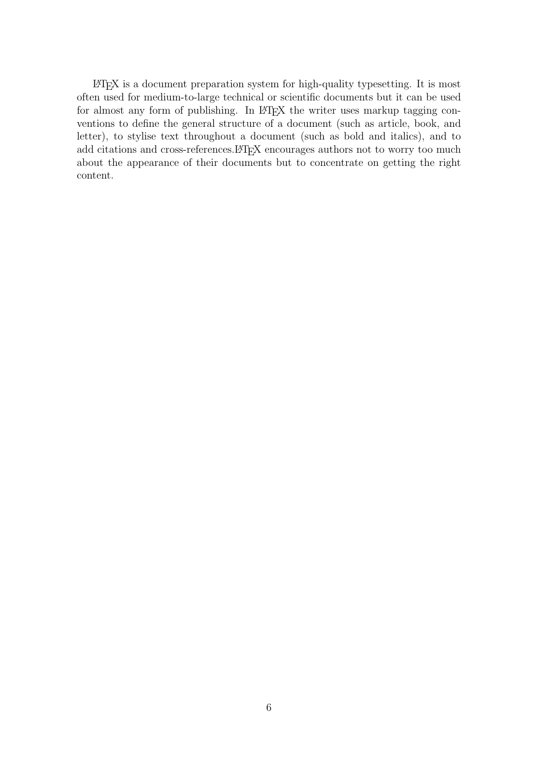LaTeX is a document preparation system for high-quality typesetting. It is most often used for medium-to-large technical or scientific documents but it can be used for almost any form of publishing. In LaTeX the writer uses markup tagging conventions to define the general structure of a document (such as article, book, and letter), to stylise text throughout a document (such as bold and italics), and to add citations and cross-references.LaTeX encourages authors not to worry too much about the appearance of their documents but to concentrate on getting the right content.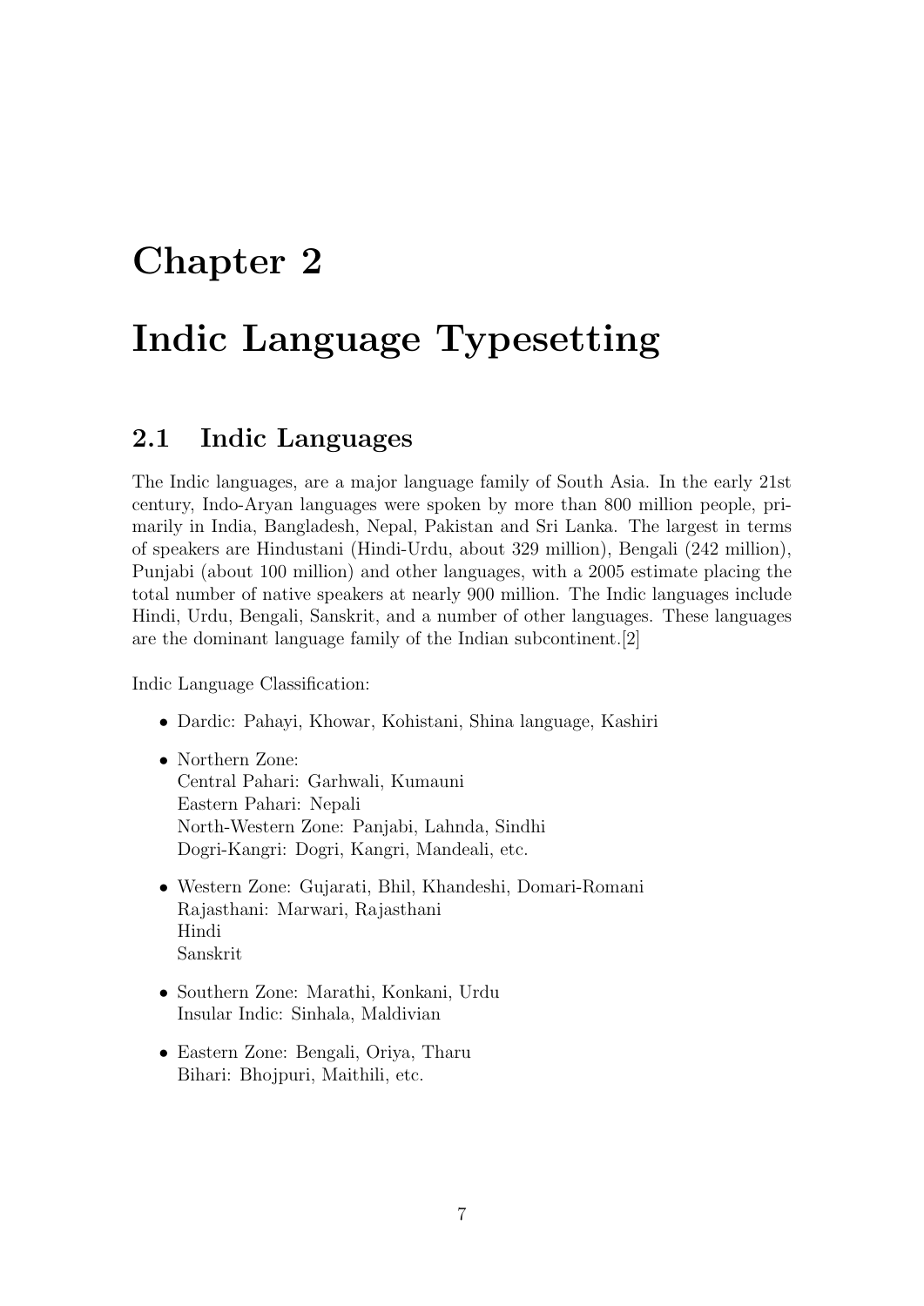# Chapter 2

# Indic Language Typesetting

## 2.1 Indic Languages

The Indic languages, are a major language family of South Asia. In the early 21st century, Indo-Aryan languages were spoken by more than 800 million people, primarily in India, Bangladesh, Nepal, Pakistan and Sri Lanka. The largest in terms of speakers are Hindustani (Hindi-Urdu, about 329 million), Bengali (242 million), Punjabi (about 100 million) and other languages, with a 2005 estimate placing the total number of native speakers at nearly 900 million. The Indic languages include Hindi, Urdu, Bengali, Sanskrit, and a number of other languages. These languages are the dominant language family of the Indian subcontinent.[2]

Indic Language Classification:

- Dardic: Pahayi, Khowar, Kohistani, Shina language, Kashiri
- Northern Zone:  
  Central Pahari: Garhwali, Kumauni  
  Eastern Pahari: Nepali  
  North-Western Zone: Panjabi, Lahnda, Sindhi  
  Dogri-Kangri: Dogri, Kangri, Mandeali, etc.
- Western Zone: Gujarati, Bhil, Khandeshi, Domari-Romani  
  Rajasthani: Marwari, Rajasthani  
  Hindi  
  Sanskrit
- Southern Zone: Marathi, Konkani, Urdu  
  Insular Indic: Sinhala, Maldivian
- Eastern Zone: Bengali, Oriya, Tharu  
  Bihari: Bhojpuri, Maithili, etc.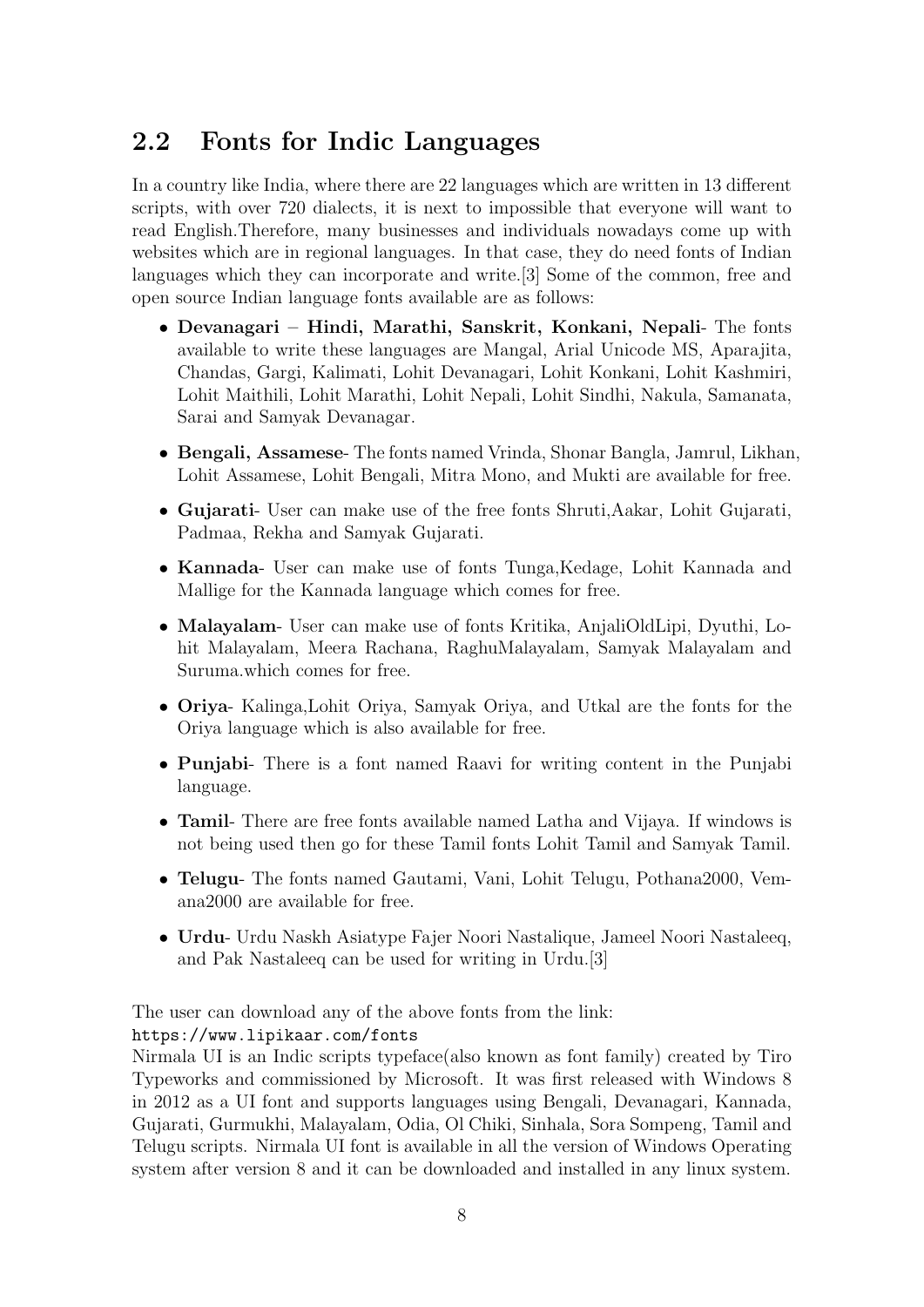## 2.2 Fonts for Indic Languages

In a country like India, where there are 22 languages which are written in 13 different scripts, with over 720 dialects, it is next to impossible that everyone will want to read English.Therefore, many businesses and individuals nowadays come up with websites which are in regional languages. In that case, they do need fonts of Indian languages which they can incorporate and write.[3] Some of the common, free and open source Indian language fonts available are as follows:

- **Devanagari – Hindi, Marathi, Sanskrit, Konkani, Nepali**- The fonts available to write these languages are Mangal, Arial Unicode MS, Aparajita, Chandas, Gargi, Kalimati, Lohit Devanagari, Lohit Konkani, Lohit Kashmiri, Lohit Maithili, Lohit Marathi, Lohit Nepali, Lohit Sindhi, Nakula, Samanata, Sarai and Samyak Devanagar.
- **Bengali, Assamese**- The fonts named Vrinda, Shonar Bangla, Jamrul, Likhan, Lohit Assamese, Lohit Bengali, Mitra Mono, and Mukti are available for free.
- **Gujarati**- User can make use of the free fonts Shruti,Aakar, Lohit Gujarati, Padmaa, Rekha and Samyak Gujarati.
- **Kannada**- User can make use of fonts Tunga,Kedage, Lohit Kannada and Mallige for the Kannada language which comes for free.
- **Malayalam**- User can make use of fonts Kritika, AnjaliOldLipi, Dyuthi, Lohit Malayalam, Meera Rachana, RaghuMalayalam, Samyak Malayalam and Suruma.which comes for free.
- **Oriya**- Kalinga,Lohit Oriya, Samyak Oriya, and Utkal are the fonts for the Oriya language which is also available for free.
- **Punjabi**- There is a font named Raavi for writing content in the Punjabi language.
- **Tamil**- There are free fonts available named Latha and Vijaya. If windows is not being used then go for these Tamil fonts Lohit Tamil and Samyak Tamil.
- **Telugu**- The fonts named Gautami, Vani, Lohit Telugu, Pothana2000, Vemana2000 are available for free.
- **Urdu**- Urdu Naskh Asiatype Fajer Noori Nastalique, Jameel Noori Nastaleeq, and Pak Nastaleeq can be used for writing in Urdu.[3]

The user can download any of the above fonts from the link:
`https://www.lipikaar.com/fonts`
Nirmala UI is an Indic scripts typeface(also known as font family) created by Tiro Typeworks and commissioned by Microsoft. It was first released with Windows 8 in 2012 as a UI font and supports languages using Bengali, Devanagari, Kannada, Gujarati, Gurmukhi, Malayalam, Odia, Ol Chiki, Sinhala, Sora Sompeng, Tamil and Telugu scripts. Nirmala UI font is available in all the version of Windows Operating system after version 8 and it can be downloaded and installed in any linux system.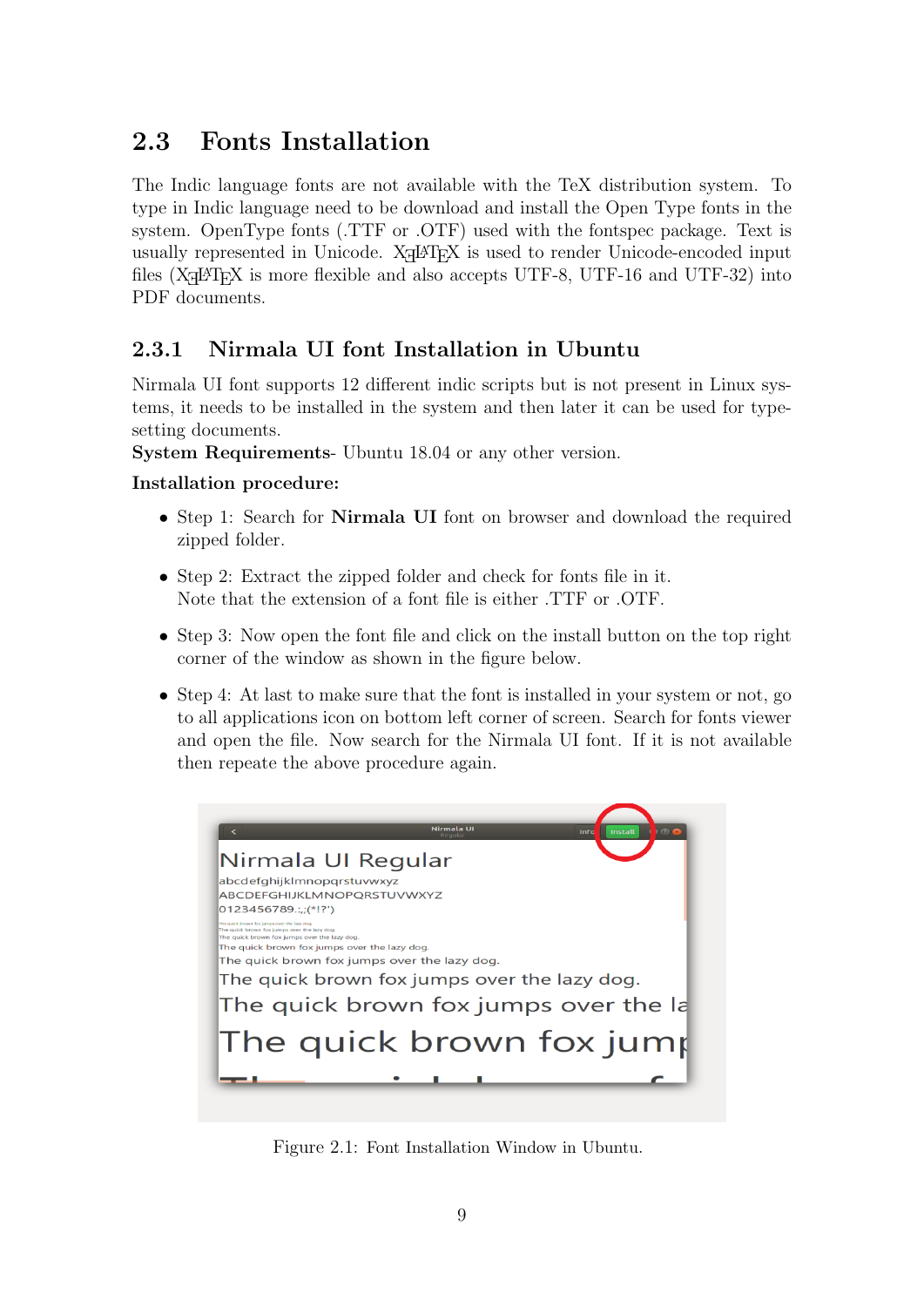## 2.3 Fonts Installation

The Indic language fonts are not available with the TeX distribution system. To type in Indic language need to be download and install the Open Type fonts in the system. OpenType fonts (.TTF or .OTF) used with the fontspec package. Text is usually represented in Unicode. XƎLATEX is used to render Unicode-encoded input files (XƎLATEX is more flexible and also accepts UTF-8, UTF-16 and UTF-32) into PDF documents.

### 2.3.1 Nirmala UI font Installation in Ubuntu

Nirmala UI font supports 12 different indic scripts but is not present in Linux systems, it needs to be installed in the system and then later it can be used for typesetting documents.

**System Requirements**- Ubuntu 18.04 or any other version.

**Installation procedure:**

- Step 1: Search for **Nirmala UI** font on browser and download the required zipped folder.
- Step 2: Extract the zipped folder and check for fonts file in it.
  Note that the extension of a font file is either .TTF or .OTF.
- Step 3: Now open the font file and click on the install button on the top right corner of the window as shown in the figure below.
- Step 4: At last to make sure that the font is installed in your system or not, go to all applications icon on bottom left corner of screen. Search for fonts viewer and open the file. Now search for the Nirmala UI font. If it is not available then repeate the above procedure again.

Figure 2.1: Font Installation Window in Ubuntu.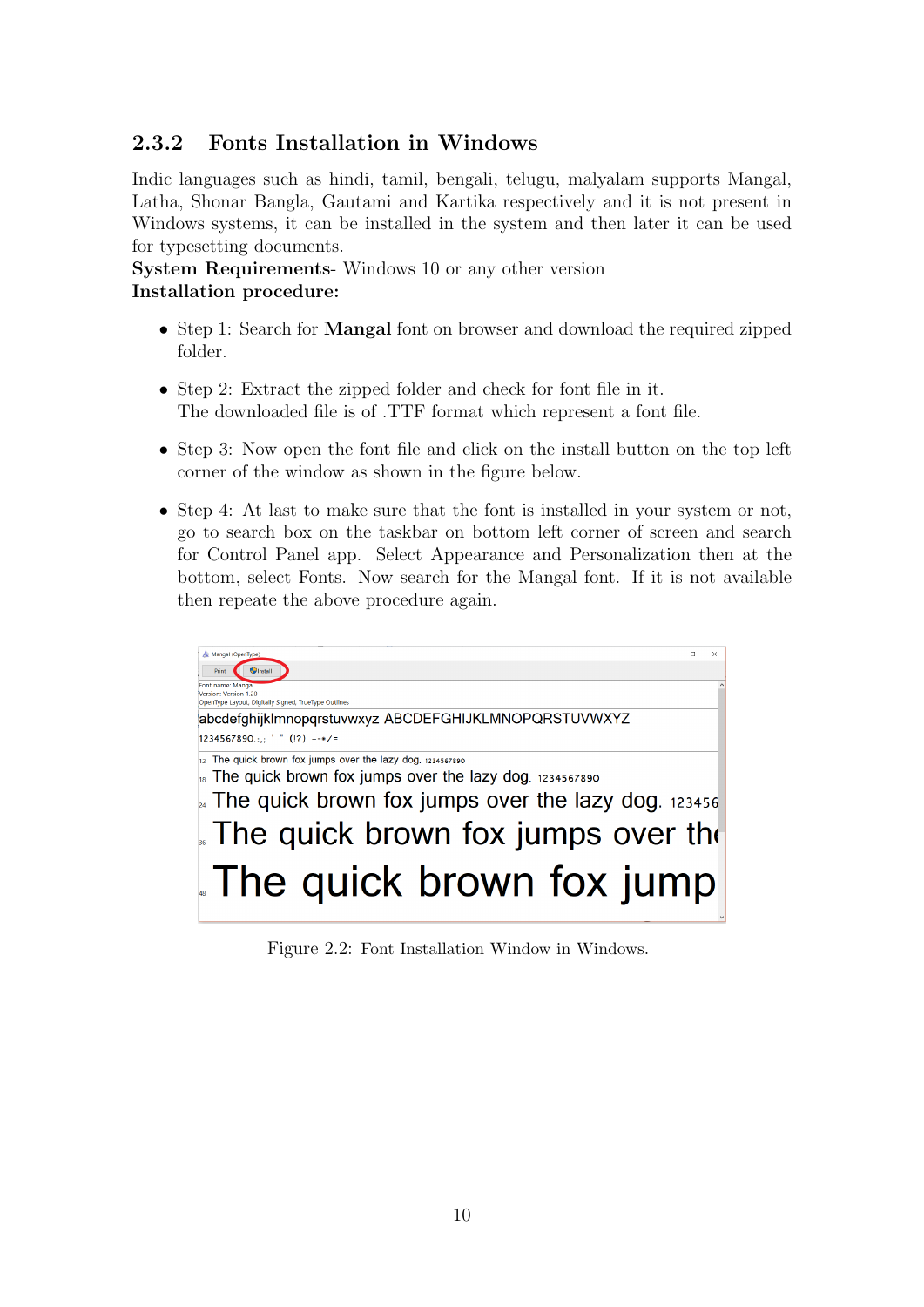### 2.3.2 Fonts Installation in Windows

Indic languages such as hindi, tamil, bengali, telugu, malyalam supports Mangal, Latha, Shonar Bangla, Gautami and Kartika respectively and it is not present in Windows systems, it can be installed in the system and then later it can be used for typesetting documents.

**System Requirements**- Windows 10 or any other version

**Installation procedure:**

- Step 1: Search for **Mangal** font on browser and download the required zipped folder.
- Step 2: Extract the zipped folder and check for font file in it.
  The downloaded file is of .TTF format which represent a font file.
- Step 3: Now open the font file and click on the install button on the top left corner of the window as shown in the figure below.
- Step 4: At last to make sure that the font is installed in your system or not, go to search box on the taskbar on bottom left corner of screen and search for Control Panel app. Select Appearance and Personalization then at the bottom, select Fonts. Now search for the Mangal font. If it is not available then repeate the above procedure again.

Figure 2.2: Font Installation Window in Windows.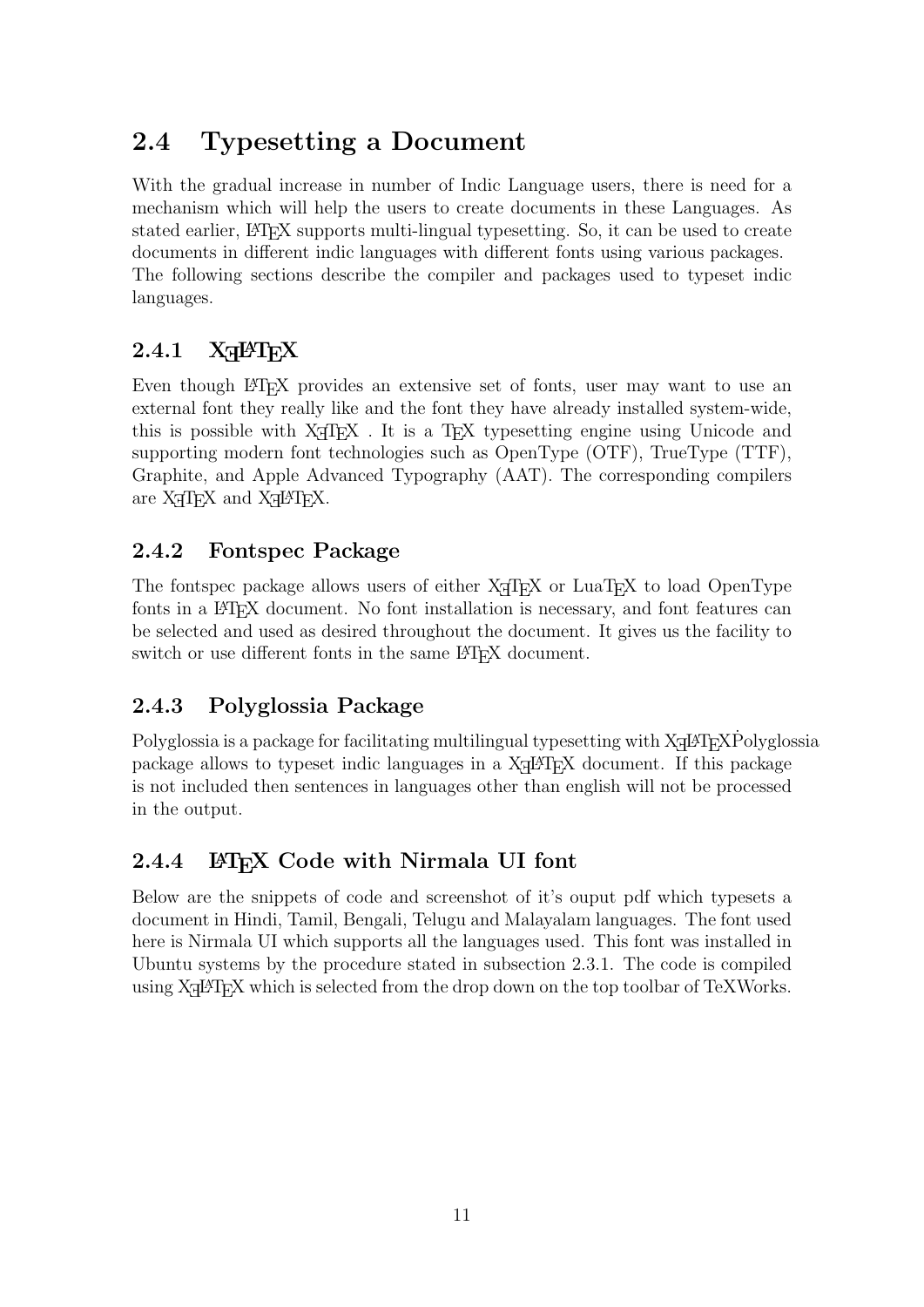## 2.4 Typesetting a Document

With the gradual increase in number of Indic Language users, there is need for a mechanism which will help the users to create documents in these Languages. As stated earlier, LaTeX supports multi-lingual typesetting. So, it can be used to create documents in different indic languages with different fonts using various packages. The following sections describe the compiler and packages used to typeset indic languages.

### 2.4.1 XeLaTeX

Even though LaTeX provides an extensive set of fonts, user may want to use an external font they really like and the font they have already installed system-wide, this is possible with XeTeX . It is a TeX typesetting engine using Unicode and supporting modern font technologies such as OpenType (OTF), TrueType (TTF), Graphite, and Apple Advanced Typography (AAT). The corresponding compilers are XeTeX and XeLaTeX.

### 2.4.2 Fontspec Package

The fontspec package allows users of either XeTeX or LuaTeX to load OpenType fonts in a LaTeX document. No font installation is necessary, and font features can be selected and used as desired throughout the document. It gives us the facility to switch or use different fonts in the same LaTeX document.

### 2.4.3 Polyglossia Package

Polyglossia is a package for facilitating multilingual typesetting with XeLaTeXṖolyglossia package allows to typeset indic languages in a XeLaTeX document. If this package is not included then sentences in languages other than english will not be processed in the output.

### 2.4.4 LaTeX Code with Nirmala UI font

Below are the snippets of code and screenshot of it's ouput pdf which typesets a document in Hindi, Tamil, Bengali, Telugu and Malayalam languages. The font used here is Nirmala UI which supports all the languages used. This font was installed in Ubuntu systems by the procedure stated in subsection 2.3.1. The code is compiled using XeLaTeX which is selected from the drop down on the top toolbar of TeXWorks.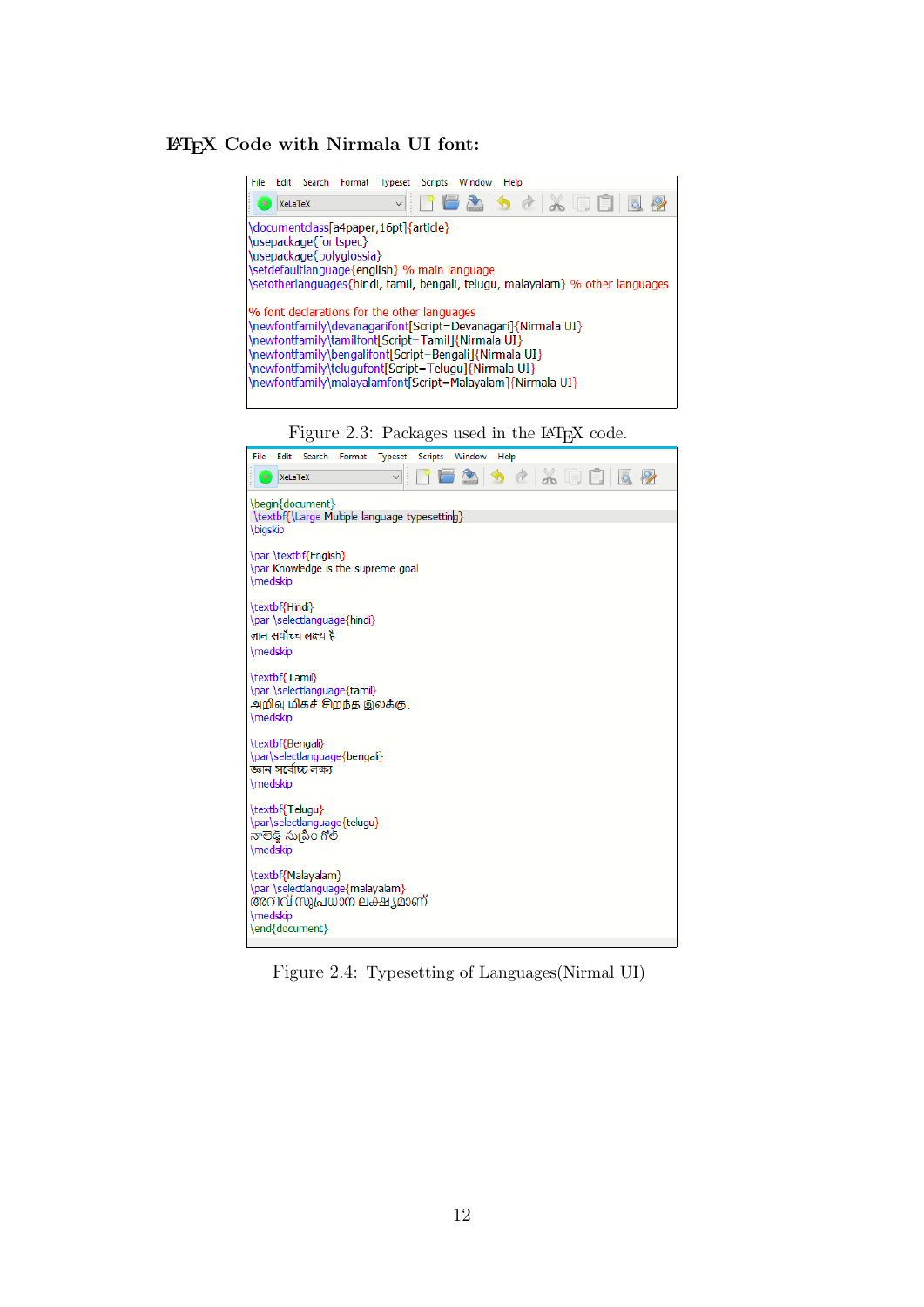### LaTeX Code with Nirmala UI font:

```
\documentclass[a4paper,16pt]{article}
\usepackage{fontspec}
\usepackage{polyglossia}
\setdefaultlanguage{english} % main language
\setotherlanguages{hindi, tamil, bengali, telugu, malayalam} % other languages

% font declarations for the other languages
\newfontfamily\devanagarifont[Script=Devanagari]{Nirmala UI}
\newfontfamily\tamilfont[Script=Tamil]{Nirmala UI}
\newfontfamily\bengalifont[Script=Bengali]{Nirmala UI}
\newfontfamily\telugufont[Script=Telugu]{Nirmala UI}
\newfontfamily\malayalamfont[Script=Malayalam]{Nirmala UI}
```

Figure 2.3: Packages used in the LaTeX code.

```
\begin{document}
\textbf{\Large Multiple language typesetting}
\bigskip

\par \textbf{English}
\par Knowledge is the supreme goal
\medskip

\textbf{Hindi}
\par \selectlanguage{hindi}
ज्ञान सर्वोच्च लक्ष्य है
\medskip

\textbf{Tamil}
\par \selectlanguage{tamil}
அறிவு மிகச் சிறந்த இலக்கு.
\medskip

\textbf{Bengali}
\par\selectlanguage{bengali}
জ্ঞান সর্বোচ্চ লক্ষ্য
\medskip

\textbf{Telugu}
\par\selectlanguage{telugu}
నాలెడ్జ్ సుప్రీం గోల్
\medskip

\textbf{Malayalam}
\par \selectlanguage{malayalam}
അറിവ് സുപ്രധാന ലക്ഷ്യമാണ്
\medskip
\end{document}
```

Figure 2.4: Typesetting of Languages(Nirmal UI)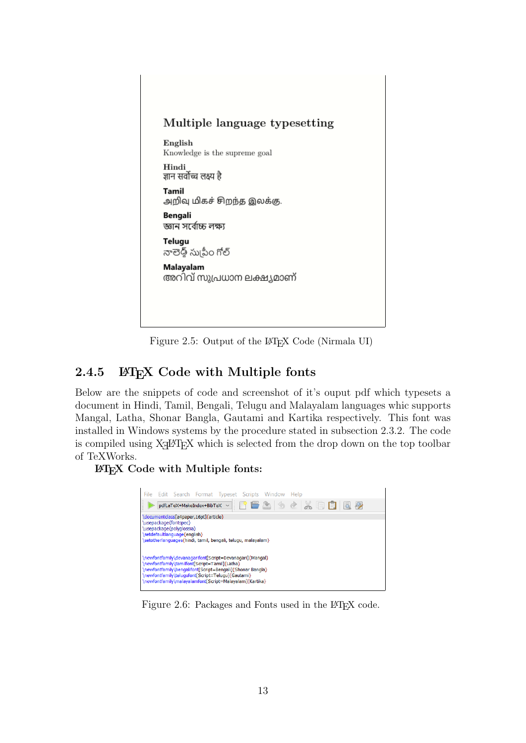**Multiple language typesetting**

**English**
Knowledge is the supreme goal

**Hindi**
ज्ञान सर्वोच्च लक्ष्य है

**Tamil**
அறிவு மிகச் சிறந்த இலக்கு.

**Bengali**
জ্ঞান সর্বোচ্চ লক্ষ্য

**Telugu**
నాలెడ్జ్ సుప్రీం గోల్

**Malayalam**
അറിവ് സുപ്രധാന ലക്ഷ്യമാണ്

Figure 2.5: Output of the LaTeX Code (Nirmala UI)

### 2.4.5 LaTeX Code with Multiple fonts

Below are the snippets of code and screenshot of it's ouput pdf which typesets a document in Hindi, Tamil, Bengali, Telugu and Malayalam languages whic supports Mangal, Latha, Shonar Bangla, Gautami and Kartika respectively. This font was installed in Windows systems by the procedure stated in subsection 2.3.2. The code is compiled using XƎLaTeX which is selected from the drop down on the top toolbar of TeXWorks.

**LaTeX Code with Multiple fonts:**

```
\documentclass[a4paper,16pt]{article}
\usepackage{fontspec}
\usepackage{polyglossia}
\setdefaultlanguage{english}
\setotherlanguages{hindi, tamil, bengali, telugu, malayalam}


\newfontfamily\devanagarifont[Script=Devanagari]{Mangal}
\newfontfamily\tamilfont[Script=Tamil]{Latha}
\newfontfamily\bengalifont[Script=Bengali]{Shonar Bangla}
\newfontfamily\telugufont[Script=Telugu]{Gautami}
\newfontfamily\malayalamfont[Script=Malayalam]{Kartika}
```

Figure 2.6: Packages and Fonts used in the LaTeX code.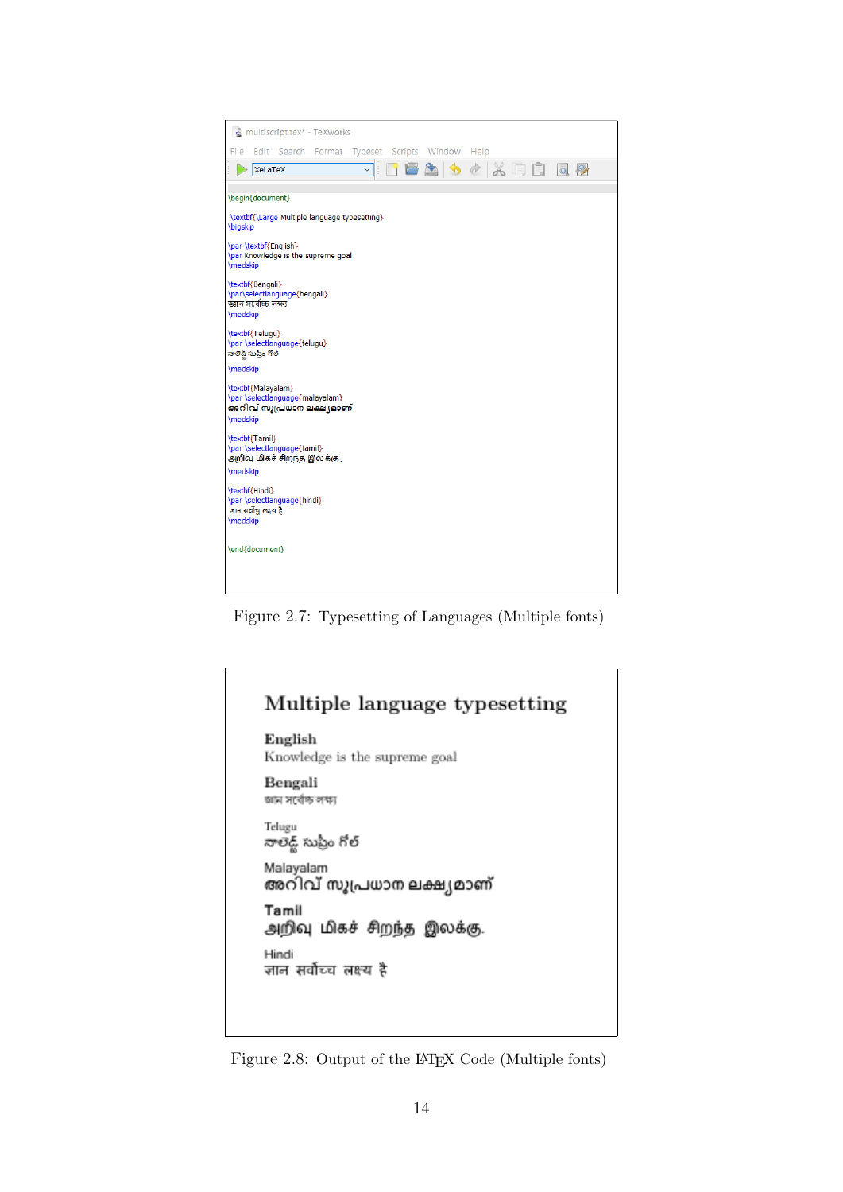```
\begin{document}

\textbf{\Large Multiple language typesetting}
\bigskip

\par \textbf{English}
\par Knowledge is the supreme goal
\medskip

\textbf{Bengali}
\par\selectlanguage{bengali}
জ্ঞান সর্বোচ্চ লক্ষ্য
\medskip

\textbf{Telugu}
\par \selectlanguage{telugu}
నాలెడ్జ్ సుప్రీం గోల్
\medskip

\textbf{Malayalam}
\par \selectlanguage{malayalam}
അറിവ് സുപ്രധാന ലക്ഷ്യമാണ്
\medskip

\textbf{Tamil}
\par \selectlanguage{tamil}
அறிவு மிகச் சிறந்த இலக்கு.
\medskip

\textbf{Hindi}
\par \selectlanguage{hindi}
ज्ञान सर्वोच्च लक्ष्य है
\medskip

\end{document}
```

Figure 2.7: Typesetting of Languages (Multiple fonts)

**Multiple language typesetting**

**English**
Knowledge is the supreme goal

**Bengali**
জ্ঞান সর্বোচ্চ লক্ষ্য

Telugu
నాలెడ్జ్ సుప్రీం గోల్

Malayalam
അറിവ് സുപ്രധാന ലക്ഷ്യമാണ്

**Tamil**
அறிவு மிகச் சிறந்த இலக்கு.

Hindi
ज्ञान सर्वोच्च लक्ष्य है

Figure 2.8: Output of the LaTeX Code (Multiple fonts)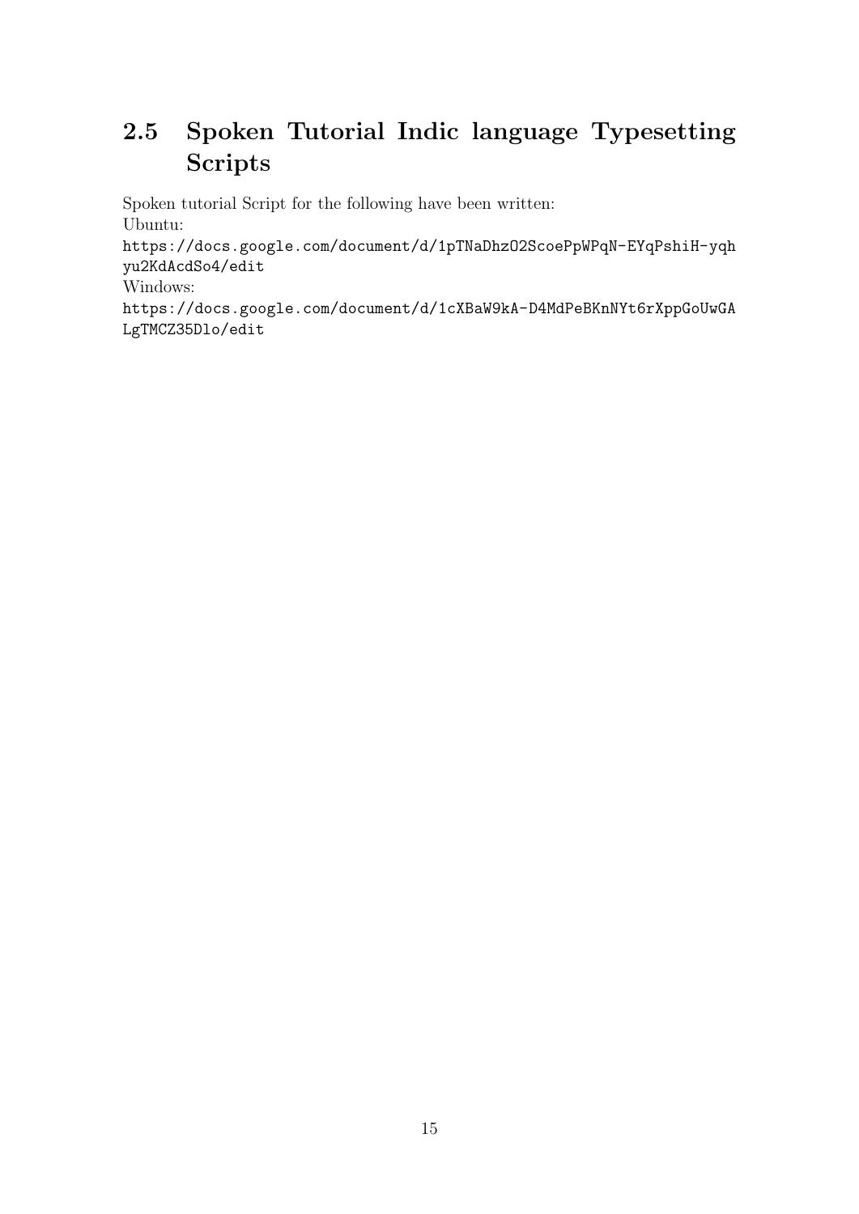## 2.5 Spoken Tutorial Indic language Typesetting Scripts

Spoken tutorial Script for the following have been written:
Ubuntu:
https://docs.google.com/document/d/1pTNaDhzO2ScoePpWPqN-EYqPshiH-yqhyu2KdAcdSo4/edit
Windows:
https://docs.google.com/document/d/1cXBaW9kA-D4MdPeBKnNYt6rXppGoUwGALgTMCZ35Dlo/edit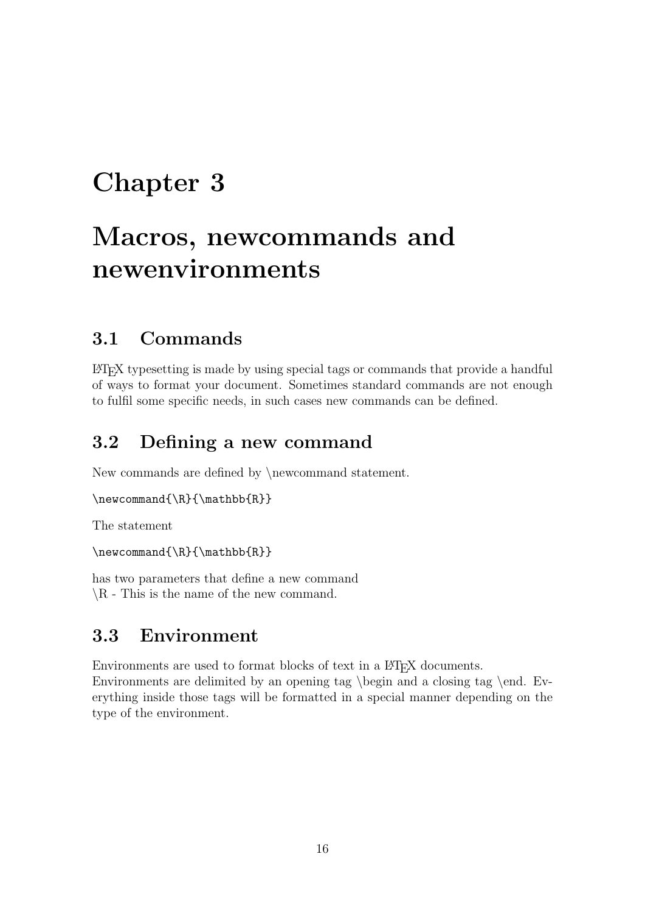# Chapter 3

# Macros, newcommands and newenvironments

## 3.1 Commands

LaTeX typesetting is made by using special tags or commands that provide a handful of ways to format your document. Sometimes standard commands are not enough to fulfil some specific needs, in such cases new commands can be defined.

## 3.2 Defining a new command

New commands are defined by \newcommand statement.

```
\newcommand{\R}{\mathbb{R}}
```

The statement

```
\newcommand{\R}{\mathbb{R}}
```

has two parameters that define a new command
\R - This is the name of the new command.

## 3.3 Environment

Environments are used to format blocks of text in a LaTeX documents.
Environments are delimited by an opening tag \begin and a closing tag \end. Everything inside those tags will be formatted in a special manner depending on the type of the environment.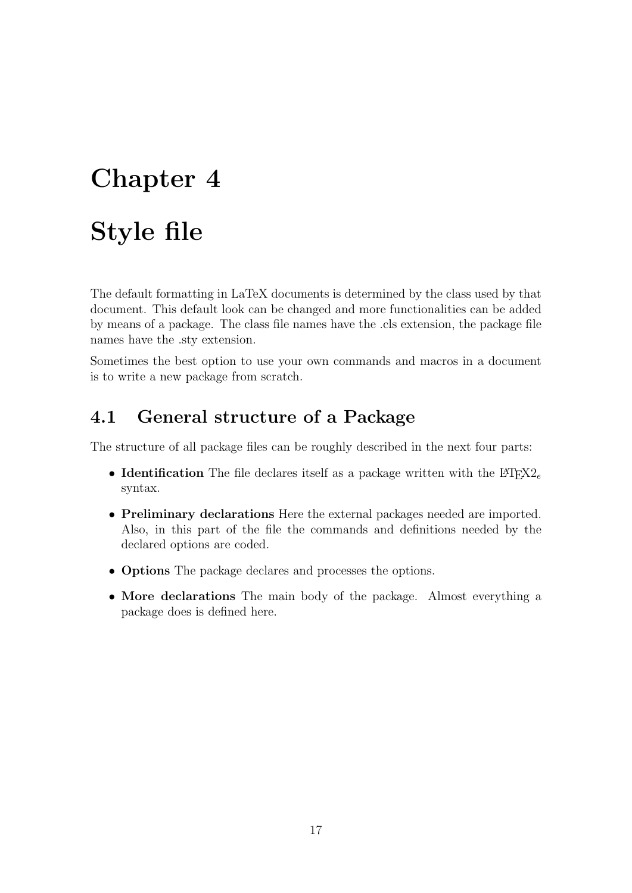# Chapter 4

# Style file

The default formatting in LaTeX documents is determined by the class used by that document. This default look can be changed and more functionalities can be added by means of a package. The class file names have the .cls extension, the package file names have the .sty extension.

Sometimes the best option to use your own commands and macros in a document is to write a new package from scratch.

## 4.1 General structure of a Package

The structure of all package files can be roughly described in the next four parts:

- **Identification** The file declares itself as a package written with the LaTeX2$_e$ syntax.
- **Preliminary declarations** Here the external packages needed are imported. Also, in this part of the file the commands and definitions needed by the declared options are coded.
- **Options** The package declares and processes the options.
- **More declarations** The main body of the package. Almost everything a package does is defined here.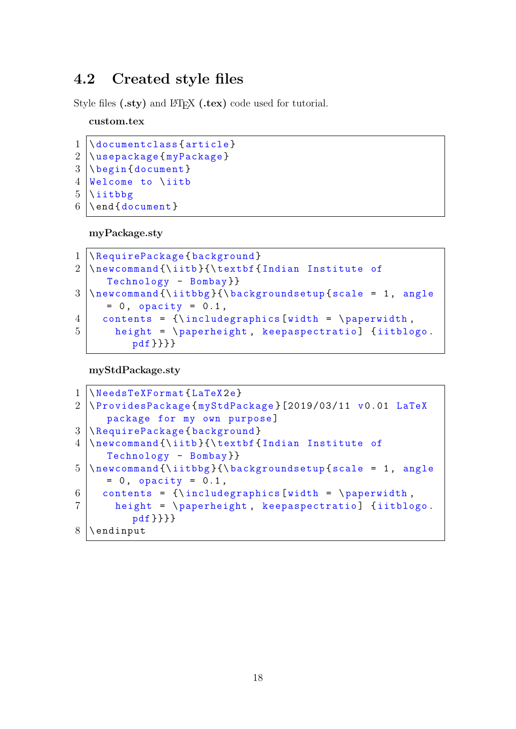## 4.2 Created style files

Style files **(.sty)** and LaTeX **(.tex)** code used for tutorial.

**custom.tex**

```latex
\documentclass{article}
\usepackage{myPackage}
\begin{document}
Welcome to \iitb
\iitbbg
\end{document}
```

**myPackage.sty**

```latex
\RequirePackage{background}
\newcommand{\iitb}{\textbf{Indian Institute of Technology - Bombay}}
\newcommand{\iitbbg}{\backgroundsetup{scale = 1, angle = 0, opacity = 0.1,
  contents = {\includegraphics[width = \paperwidth,
    height = \paperheight, keepaspectratio] {iitblogo.pdf}}}}
```

**myStdPackage.sty**

```latex
\NeedsTeXFormat{LaTeX2e}
\ProvidesPackage{myStdPackage}[2019/03/11 v0.01 LaTeX package for my own purpose]
\RequirePackage{background}
\newcommand{\iitb}{\textbf{Indian Institute of Technology - Bombay}}
\newcommand{\iitbbg}{\backgroundsetup{scale = 1, angle = 0, opacity = 0.1,
  contents = {\includegraphics[width = \paperwidth,
    height = \paperheight, keepaspectratio] {iitblogo.pdf}}}}
\endinput
```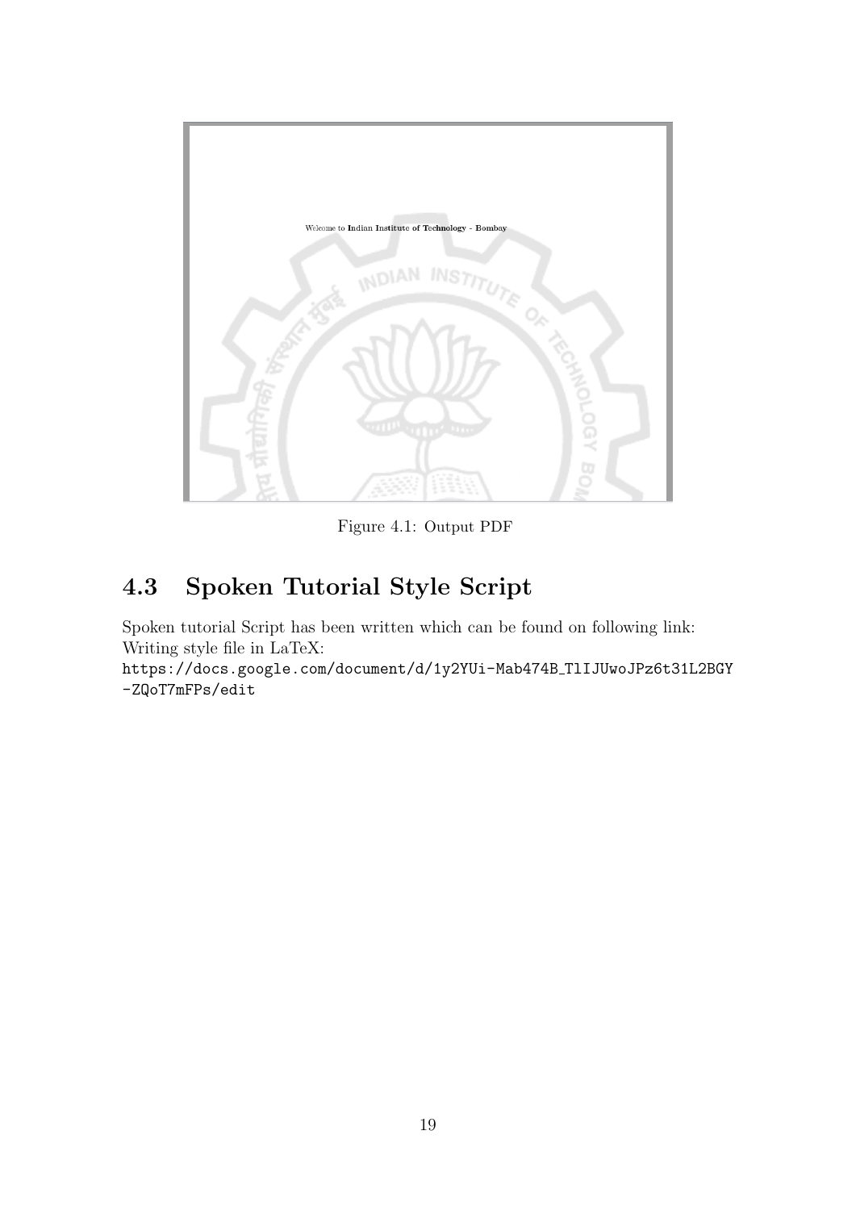Figure 4.1: Output PDF

## 4.3 Spoken Tutorial Style Script

Spoken tutorial Script has been written which can be found on following link:
Writing style file in LaTeX:
https://docs.google.com/document/d/1y2YUi-Mab474B_TlIJUwoJPz6t31L2BGY-ZQoT7mFPs/edit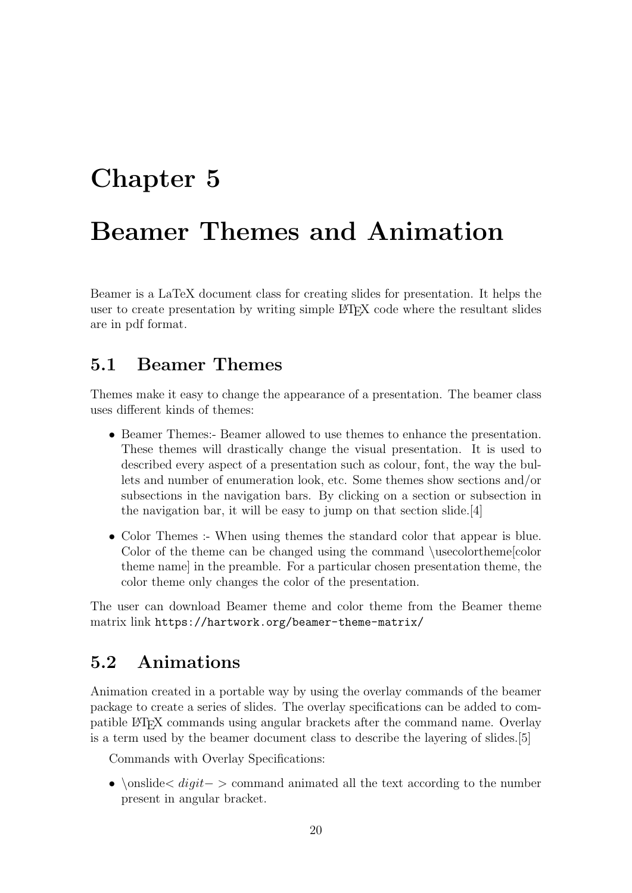# Chapter 5

# Beamer Themes and Animation

Beamer is a LaTeX document class for creating slides for presentation. It helps the user to create presentation by writing simple LaTeX code where the resultant slides are in pdf format.

## 5.1 Beamer Themes

Themes make it easy to change the appearance of a presentation. The beamer class uses different kinds of themes:

- Beamer Themes:- Beamer allowed to use themes to enhance the presentation. These themes will drastically change the visual presentation. It is used to described every aspect of a presentation such as colour, font, the way the bullets and number of enumeration look, etc. Some themes show sections and/or subsections in the navigation bars. By clicking on a section or subsection in the navigation bar, it will be easy to jump on that section slide.[4]
- Color Themes :- When using themes the standard color that appear is blue. Color of the theme can be changed using the command \usecolortheme[color theme name] in the preamble. For a particular chosen presentation theme, the color theme only changes the color of the presentation.

The user can download Beamer theme and color theme from the Beamer theme matrix link `https://hartwork.org/beamer-theme-matrix/`

## 5.2 Animations

Animation created in a portable way by using the overlay commands of the beamer package to create a series of slides. The overlay specifications can be added to compatible LaTeX commands using angular brackets after the command name. Overlay is a term used by the beamer document class to describe the layering of slides.[5]

Commands with Overlay Specifications:

- \onslide$< digit- >$ command animated all the text according to the number present in angular bracket.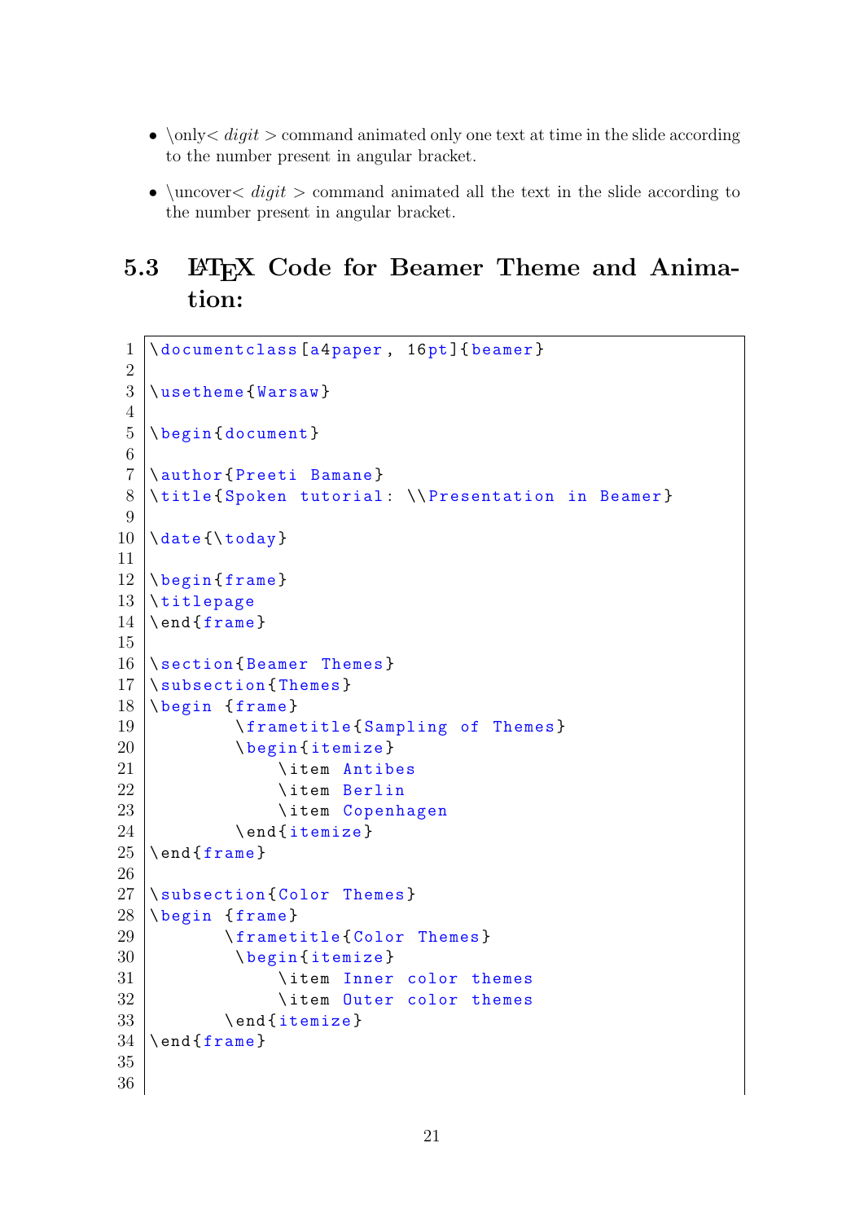- \only< *digit* > command animated only one text at time in the slide according to the number present in angular bracket.

- \uncover< *digit* > command animated all the text in the slide according to the number present in angular bracket.

### 5.3 LaTeX Code for Beamer Theme and Animation:

```
\documentclass[a4paper, 16pt]{beamer}

\usetheme{Warsaw}

\begin{document}

\author{Preeti Bamane}
\title{Spoken tutorial: \\Presentation in Beamer}

\date{\today}

\begin{frame}
\titlepage
\end{frame}

\section{Beamer Themes}
\subsection{Themes}
\begin {frame}
        \frametitle{Sampling of Themes}
        \begin{itemize}
            \item Antibes
            \item Berlin
            \item Copenhagen
        \end{itemize}
\end{frame}

\subsection{Color Themes}
\begin {frame}
       \frametitle{Color Themes}
        \begin{itemize}
            \item Inner color themes
            \item Outer color themes
       \end{itemize}
\end{frame}


```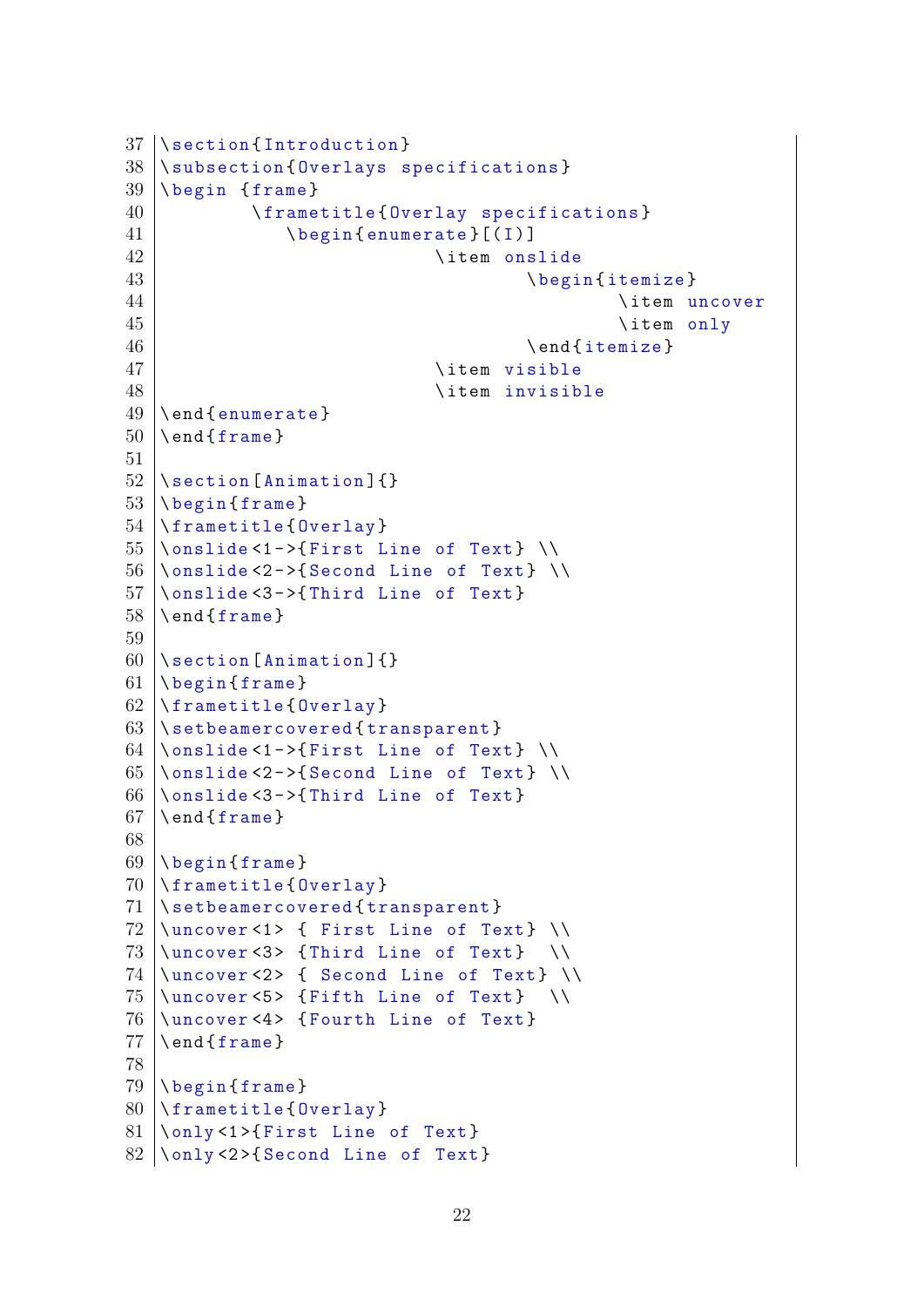```
37 \section{Introduction}
38 \subsection{Overlays specifications}
39 \begin {frame}
40         \frametitle{Overlay specifications}
41            \begin{enumerate}[(I)]
42                          \item onslide
43                                  \begin{itemize}
44                                          \item uncover
45                                          \item only
46                                  \end{itemize}
47                          \item visible
48                          \item invisible
49 \end{enumerate}
50 \end{frame}
51 
52 \section[Animation]{}
53 \begin{frame}
54 \frametitle{Overlay}
55 \onslide<1->{First Line of Text} \\
56 \onslide<2->{Second Line of Text} \\
57 \onslide<3->{Third Line of Text}
58 \end{frame}
59 
60 \section[Animation]{}
61 \begin{frame}
62 \frametitle{Overlay}
63 \setbeamercovered{transparent}
64 \onslide<1->{First Line of Text} \\
65 \onslide<2->{Second Line of Text} \\
66 \onslide<3->{Third Line of Text}
67 \end{frame}
68 
69 \begin{frame}
70 \frametitle{Overlay}
71 \setbeamercovered{transparent}
72 \uncover<1> { First Line of Text} \\
73 \uncover<3> {Third Line of Text}  \\
74 \uncover<2> { Second Line of Text} \\
75 \uncover<5> {Fifth Line of Text}  \\
76 \uncover<4> {Fourth Line of Text}
77 \end{frame}
78 
79 \begin{frame}
80 \frametitle{Overlay}
81 \only<1>{First Line of Text}
82 \only<2>{Second Line of Text}
```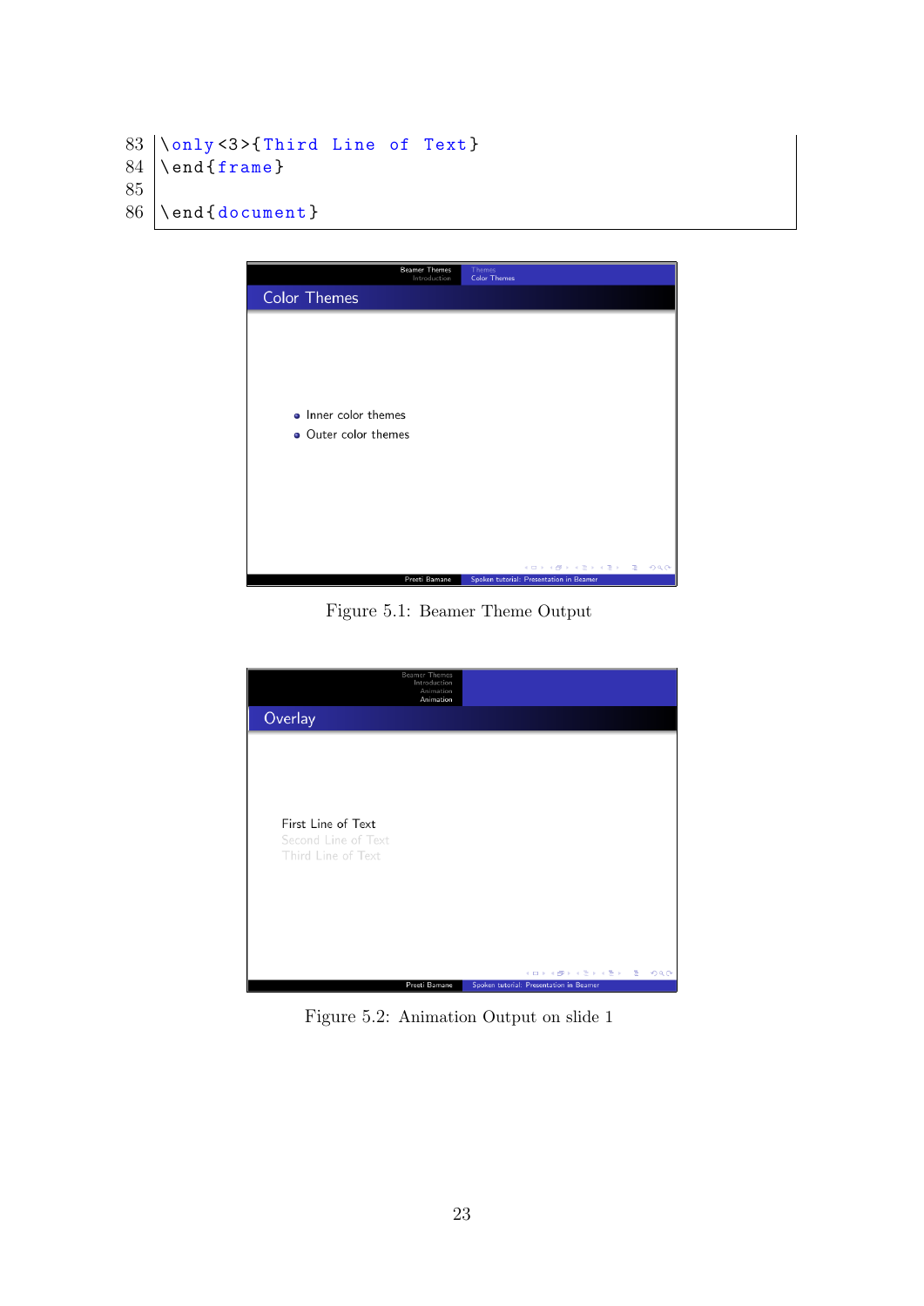```
83 \only<3>{Third Line of Text}
84 \end{frame}
85
86 \end{document}
```

Figure 5.1: Beamer Theme Output

Figure 5.2: Animation Output on slide 1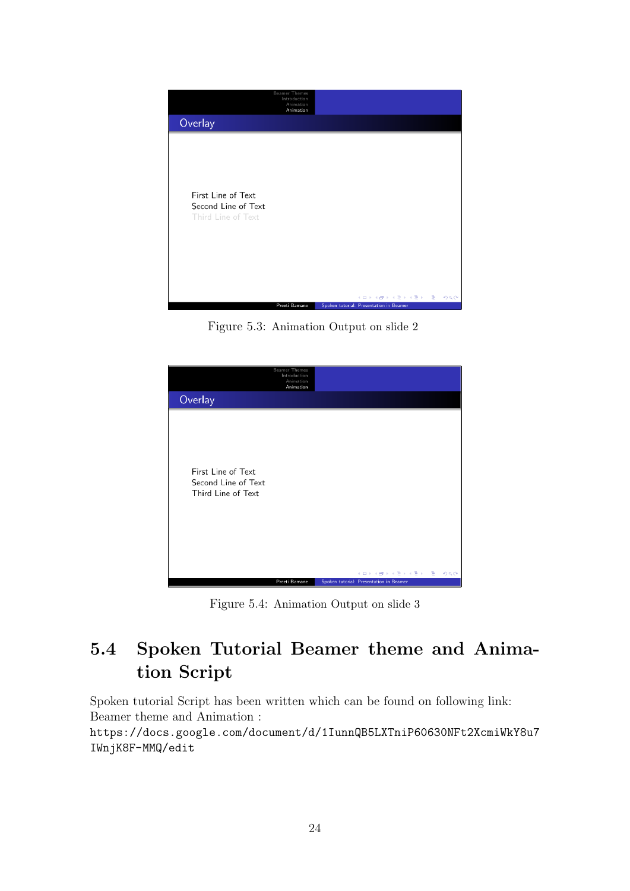Figure 5.3: Animation Output on slide 2

Figure 5.4: Animation Output on slide 3

## 5.4 Spoken Tutorial Beamer theme and Animation Script

Spoken tutorial Script has been written which can be found on following link:
Beamer theme and Animation :
`https://docs.google.com/document/d/1IunnQB5LXTniP6063ONFt2XcmiWkY8u7IWnjK8F-MMQ/edit`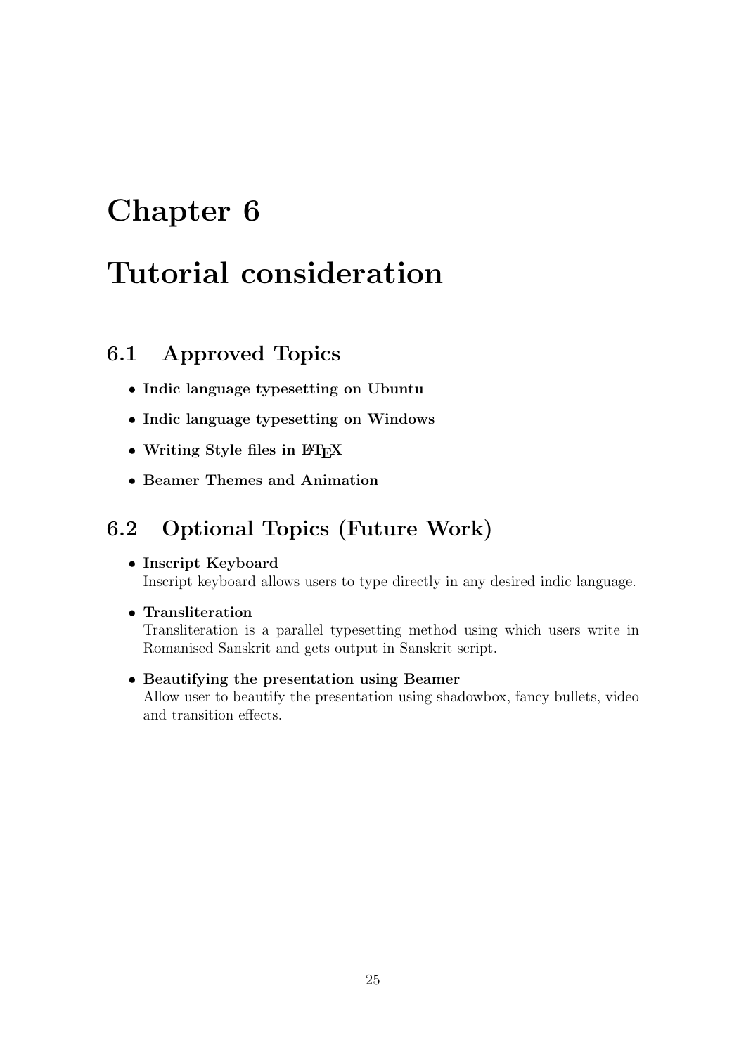# Chapter 6

# Tutorial consideration

## 6.1 Approved Topics

- **Indic language typesetting on Ubuntu**
- **Indic language typesetting on Windows**
- **Writing Style files in LaTeX**
- **Beamer Themes and Animation**

## 6.2 Optional Topics (Future Work)

- **Inscript Keyboard**
  Inscript keyboard allows users to type directly in any desired indic language.
- **Transliteration**
  Transliteration is a parallel typesetting method using which users write in Romanised Sanskrit and gets output in Sanskrit script.
- **Beautifying the presentation using Beamer**
  Allow user to beautify the presentation using shadowbox, fancy bullets, video and transition effects.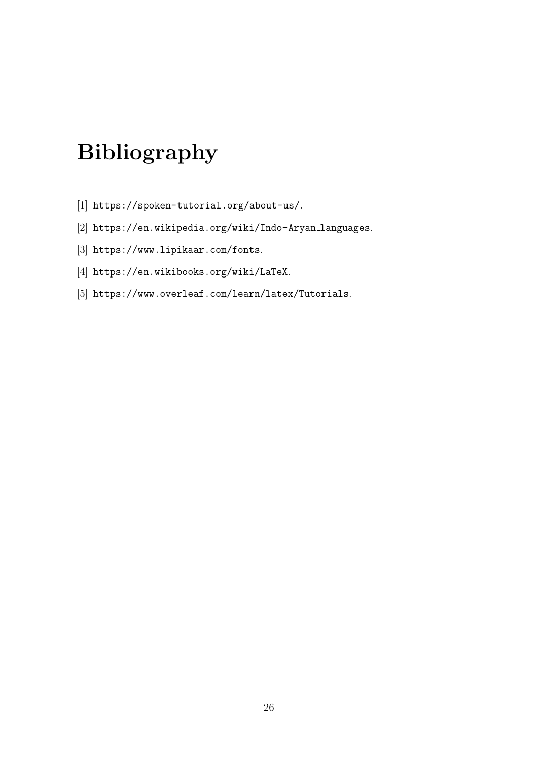# Bibliography

[1] https://spoken-tutorial.org/about-us/.

[2] https://en.wikipedia.org/wiki/Indo-Aryan_languages.

[3] https://www.lipikaar.com/fonts.

[4] https://en.wikibooks.org/wiki/LaTeX.

[5] https://www.overleaf.com/learn/latex/Tutorials.